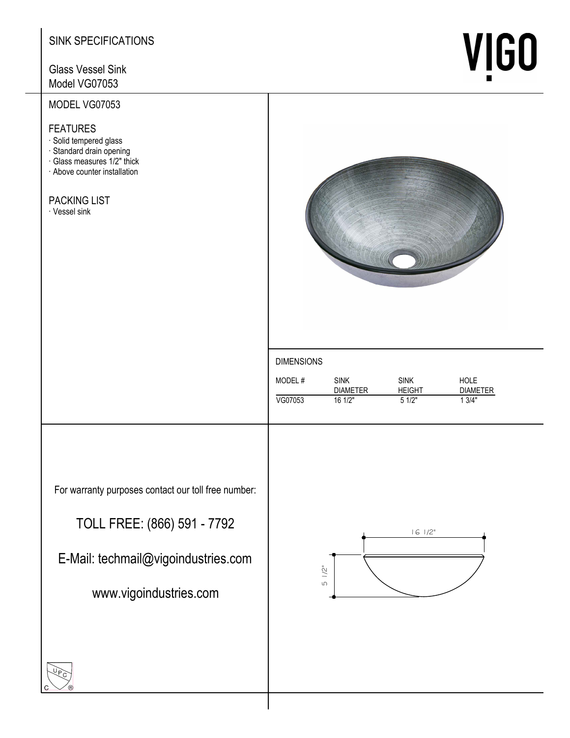# SINK SPECIFICATIONS

Glass Vessel Sink
Model VG07053

VIGO

## MODEL VG07053

### FEATURES

- Solid tempered glass
- Standard drain opening
- Glass measures 1/2" thick
- Above counter installation

### PACKING LIST

- Vessel sink

### DIMENSIONS

| MODEL # | SINK DIAMETER | SINK HEIGHT | HOLE DIAMETER |
|---|---|---|---|
| VG07053 | 16 1/2" | 5 1/2" | 1 3/4" |

For warranty purposes contact our toll free number:

TOLL FREE: (866) 591 - 7792

E-Mail: techmail@vigoindustries.com

www.vigoindustries.com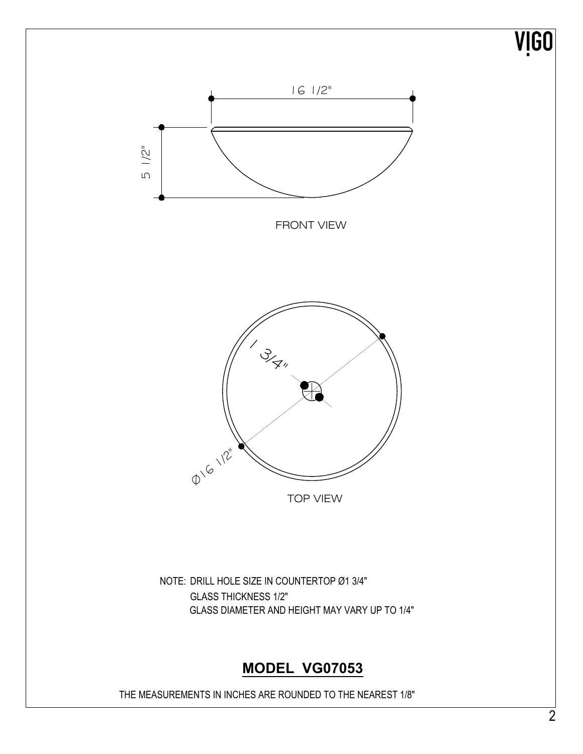VIGO

16 1/2"

5 1/2"

FRONT VIEW

1 3/4"

Ø16 1/2"

TOP VIEW

NOTE: DRILL HOLE SIZE IN COUNTERTOP Ø1 3/4"
GLASS THICKNESS 1/2"
GLASS DIAMETER AND HEIGHT MAY VARY UP TO 1/4"

## **MODEL VG07053**

THE MEASUREMENTS IN INCHES ARE ROUNDED TO THE NEAREST 1/8"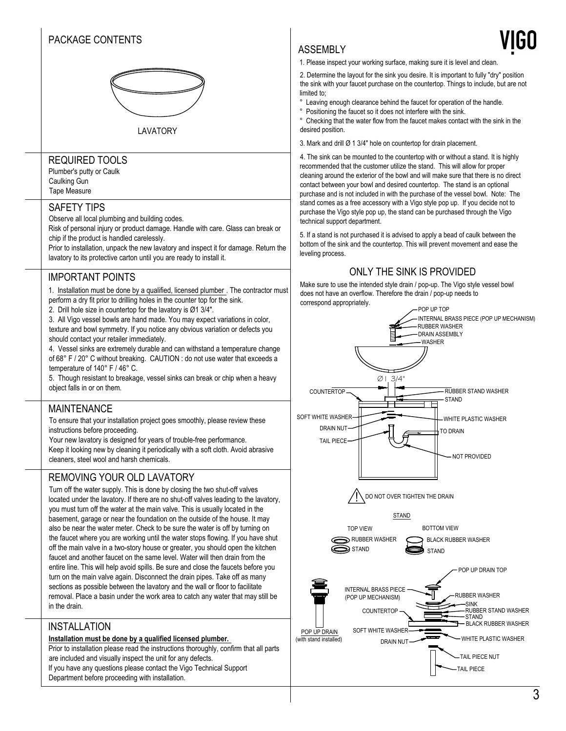## PACKAGE CONTENTS

LAVATORY

## REQUIRED TOOLS

Plumber's putty or Caulk
Caulking Gun
Tape Measure

## SAFETY TIPS

Observe all local plumbing and building codes.
Risk of personal injury or product damage. Handle with care. Glass can break or chip if the product is handled carelessly.
Prior to installation, unpack the new lavatory and inspect it for damage. Return the lavatory to its protective carton until you are ready to install it.

## IMPORTANT POINTS

1. Installation must be done by a qualified, licensed plumber . The contractor must perform a dry fit prior to drilling holes in the counter top for the sink.
2. Drill hole size in countertop for the lavatory is Ø1 3/4".
3. All Vigo vessel bowls are hand made. You may expect variations in color, texture and bowl symmetry. If you notice any obvious variation or defects you should contact your retailer immediately.
4. Vessel sinks are extremely durable and can withstand a temperature change of 68° F / 20° C without breaking. CAUTION : do not use water that exceeds a temperature of 140° F / 46° C.
5. Though resistant to breakage, vessel sinks can break or chip when a heavy object falls in or on them.

## MAINTENANCE

To ensure that your installation project goes smoothly, please review these instructions before proceeding.
Your new lavatory is designed for years of trouble-free performance.
Keep it looking new by cleaning it periodically with a soft cloth. Avoid abrasive cleaners, steel wool and harsh chemicals.

## REMOVING YOUR OLD LAVATORY

Turn off the water supply. This is done by closing the two shut-off valves located under the lavatory. If there are no shut-off valves leading to the lavatory, you must turn off the water at the main valve. This is usually located in the basement, garage or near the foundation on the outside of the house. It may also be near the water meter. Check to be sure the water is off by turning on the faucet where you are working until the water stops flowing. If you have shut off the main valve in a two-story house or greater, you should open the kitchen faucet and another faucet on the same level. Water will then drain from the entire line. This will help avoid spills. Be sure and close the faucets before you turn on the main valve again. Disconnect the drain pipes. Take off as many sections as possible between the lavatory and the wall or floor to facilitate removal. Place a basin under the work area to catch any water that may still be in the drain.

## INSTALLATION

**Installation must be done by a qualified licensed plumber.**
Prior to installation please read the instructions thoroughly, confirm that all parts are included and visually inspect the unit for any defects.
If you have any questions please contact the Vigo Technical Support Department before proceeding with installation.

## ASSEMBLY

1. Please inspect your working surface, making sure it is level and clean.

2. Determine the layout for the sink you desire. It is important to fully "dry" position the sink with your faucet purchase on the countertop. Things to include, but are not limited to;
- Leaving enough clearance behind the faucet for operation of the handle.
- Positioning the faucet so it does not interfere with the sink.
- Checking that the water flow from the faucet makes contact with the sink in the desired position.

3. Mark and drill Ø 1 3/4" hole on countertop for drain placement.

4. The sink can be mounted to the countertop with or without a stand. It is highly recommended that the customer utilize the stand. This will allow for proper cleaning around the exterior of the bowl and will make sure that there is no direct contact between your bowl and desired countertop. The stand is an optional purchase and is not included in with the purchase of the vessel bowl. Note: The stand comes as a free accessory with a Vigo style pop up. If you decide not to purchase the Vigo style pop up, the stand can be purchased through the Vigo technical support department.

5. If a stand is not purchased it is advised to apply a bead of caulk between the bottom of the sink and the countertop. This will prevent movement and ease the leveling process.

### ONLY THE SINK IS PROVIDED

Make sure to use the intended style drain / pop-up. The Vigo style vessel bowl does not have an overflow. Therefore the drain / pop-up needs to correspond appropriately.

POP UP TOP
INTERNAL BRASS PIECE (POP UP MECHANISM)
RUBBER WASHER
DRAIN ASSEMBLY
WASHER
Ø1 3/4"
COUNTERTOP
RUBBER STAND WASHER
STAND
SOFT WHITE WASHER
WHITE PLASTIC WASHER
DRAIN NUT
TO DRAIN
TAIL PIECE
NOT PROVIDED

⚠ DO NOT OVER TIGHTEN THE DRAIN

STAND

TOP VIEW: RUBBER WASHER, STAND
BOTTOM VIEW: BLACK RUBBER WASHER, STAND

POP UP DRAIN (with stand installed)

POP UP DRAIN TOP
INTERNAL BRASS PIECE (POP UP MECHANISM)
RUBBER WASHER
SINK
RUBBER STAND WASHER
COUNTERTOP
STAND
BLACK RUBBER WASHER
SOFT WHITE WASHER
WHITE PLASTIC WASHER
DRAIN NUT
TAIL PIECE NUT
TAIL PIECE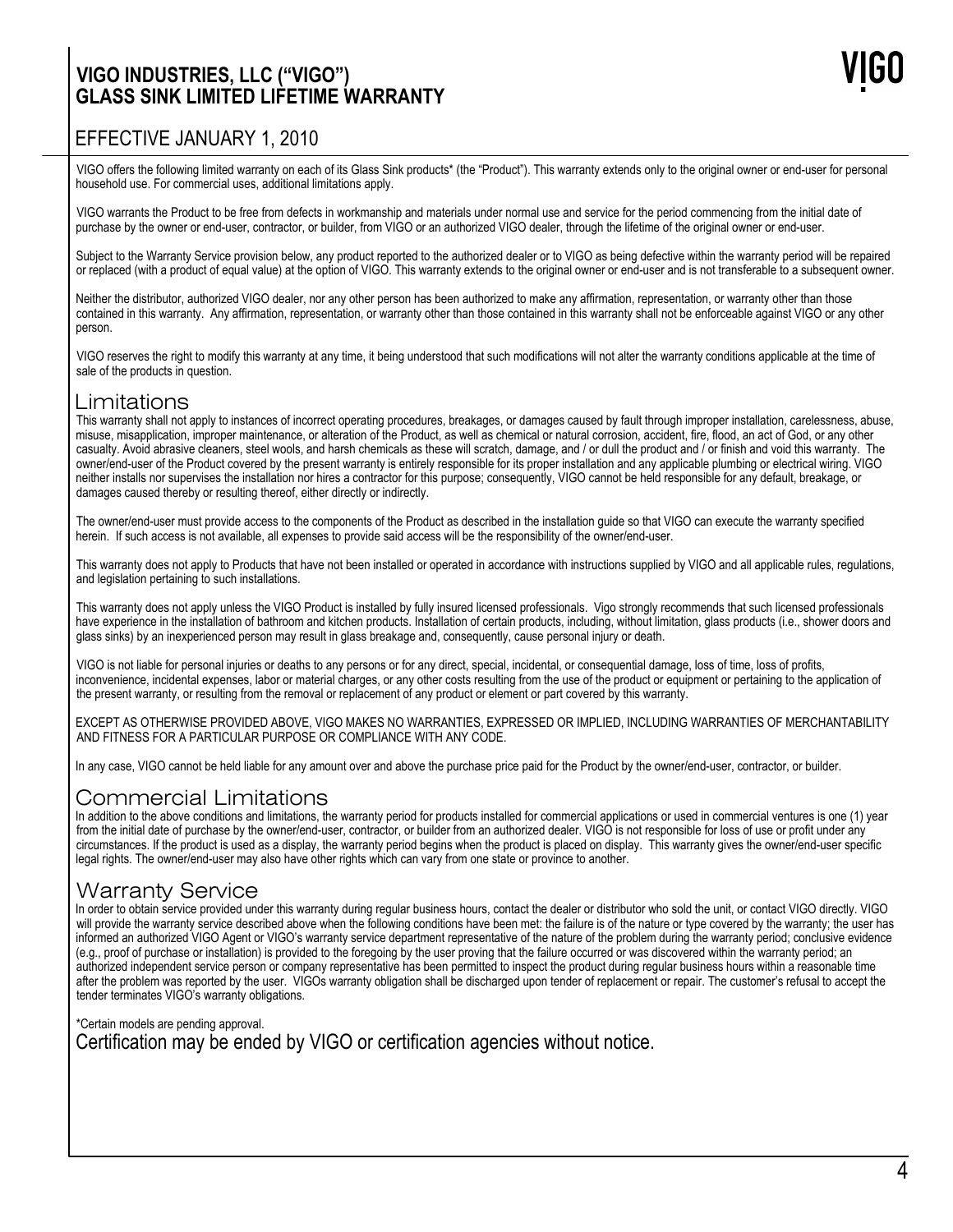# VIGO INDUSTRIES, LLC ("VIGO") GLASS SINK LIMITED LIFETIME WARRANTY

## EFFECTIVE JANUARY 1, 2010

VIGO offers the following limited warranty on each of its Glass Sink products* (the "Product"). This warranty extends only to the original owner or end-user for personal household use. For commercial uses, additional limitations apply.

VIGO warrants the Product to be free from defects in workmanship and materials under normal use and service for the period commencing from the initial date of purchase by the owner or end-user, contractor, or builder, from VIGO or an authorized VIGO dealer, through the lifetime of the original owner or end-user.

Subject to the Warranty Service provision below, any product reported to the authorized dealer or to VIGO as being defective within the warranty period will be repaired or replaced (with a product of equal value) at the option of VIGO. This warranty extends to the original owner or end-user and is not transferable to a subsequent owner.

Neither the distributor, authorized VIGO dealer, nor any other person has been authorized to make any affirmation, representation, or warranty other than those contained in this warranty. Any affirmation, representation, or warranty other than those contained in this warranty shall not be enforceable against VIGO or any other person.

VIGO reserves the right to modify this warranty at any time, it being understood that such modifications will not alter the warranty conditions applicable at the time of sale of the products in question.

## Limitations

This warranty shall not apply to instances of incorrect operating procedures, breakages, or damages caused by fault through improper installation, carelessness, abuse, misuse, misapplication, improper maintenance, or alteration of the Product, as well as chemical or natural corrosion, accident, fire, flood, an act of God, or any other casualty. Avoid abrasive cleaners, steel wools, and harsh chemicals as these will scratch, damage, and / or dull the product and / or finish and void this warranty. The owner/end-user of the Product covered by the present warranty is entirely responsible for its proper installation and any applicable plumbing or electrical wiring. VIGO neither installs nor supervises the installation nor hires a contractor for this purpose; consequently, VIGO cannot be held responsible for any default, breakage, or damages caused thereby or resulting thereof, either directly or indirectly.

The owner/end-user must provide access to the components of the Product as described in the installation guide so that VIGO can execute the warranty specified herein. If such access is not available, all expenses to provide said access will be the responsibility of the owner/end-user.

This warranty does not apply to Products that have not been installed or operated in accordance with instructions supplied by VIGO and all applicable rules, regulations, and legislation pertaining to such installations.

This warranty does not apply unless the VIGO Product is installed by fully insured licensed professionals. Vigo strongly recommends that such licensed professionals have experience in the installation of bathroom and kitchen products. Installation of certain products, including, without limitation, glass products (i.e., shower doors and glass sinks) by an inexperienced person may result in glass breakage and, consequently, cause personal injury or death.

VIGO is not liable for personal injuries or deaths to any persons or for any direct, special, incidental, or consequential damage, loss of time, loss of profits, inconvenience, incidental expenses, labor or material charges, or any other costs resulting from the use of the product or equipment or pertaining to the application of the present warranty, or resulting from the removal or replacement of any product or element or part covered by this warranty.

EXCEPT AS OTHERWISE PROVIDED ABOVE, VIGO MAKES NO WARRANTIES, EXPRESSED OR IMPLIED, INCLUDING WARRANTIES OF MERCHANTABILITY AND FITNESS FOR A PARTICULAR PURPOSE OR COMPLIANCE WITH ANY CODE.

In any case, VIGO cannot be held liable for any amount over and above the purchase price paid for the Product by the owner/end-user, contractor, or builder.

## Commercial Limitations

In addition to the above conditions and limitations, the warranty period for products installed for commercial applications or used in commercial ventures is one (1) year from the initial date of purchase by the owner/end-user, contractor, or builder from an authorized dealer. VIGO is not responsible for loss of use or profit under any circumstances. If the product is used as a display, the warranty period begins when the product is placed on display. This warranty gives the owner/end-user specific legal rights. The owner/end-user may also have other rights which can vary from one state or province to another.

## Warranty Service

In order to obtain service provided under this warranty during regular business hours, contact the dealer or distributor who sold the unit, or contact VIGO directly. VIGO will provide the warranty service described above when the following conditions have been met: the failure is of the nature or type covered by the warranty; the user has informed an authorized VIGO Agent or VIGO's warranty service department representative of the nature of the problem during the warranty period; conclusive evidence (e.g., proof of purchase or installation) is provided to the foregoing by the user proving that the failure occurred or was discovered within the warranty period; an authorized independent service person or company representative has been permitted to inspect the product during regular business hours within a reasonable time after the problem was reported by the user. VIGOs warranty obligation shall be discharged upon tender of replacement or repair. The customer's refusal to accept the tender terminates VIGO's warranty obligations.

*Certain models are pending approval.

Certification may be ended by VIGO or certification agencies without notice.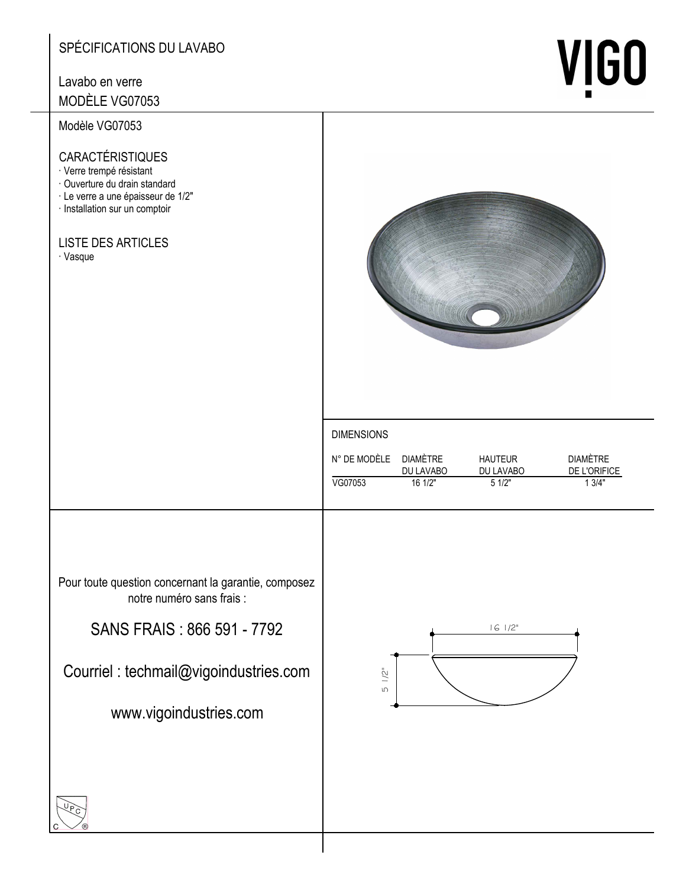# SPÉCIFICATIONS DU LAVABO

Lavabo en verre
MODÈLE VG07053

VIGO

Modèle VG07053

## CARACTÉRISTIQUES

- Verre trempé résistant
- Ouverture du drain standard
- Le verre a une épaisseur de 1/2"
- Installation sur un comptoir

## LISTE DES ARTICLES

- Vasque

## DIMENSIONS

| N° DE MODÈLE | DIAMÈTRE DU LAVABO | HAUTEUR DU LAVABO | DIAMÈTRE DE L'ORIFICE |
|---|---|---|---|
| VG07053 | 16 1/2" | 5 1/2" | 1 3/4" |

Pour toute question concernant la garantie, composez notre numéro sans frais :

SANS FRAIS : 866 591 - 7792

Courriel : techmail@vigoindustries.com

www.vigoindustries.com

16 1/2"

5 1/2"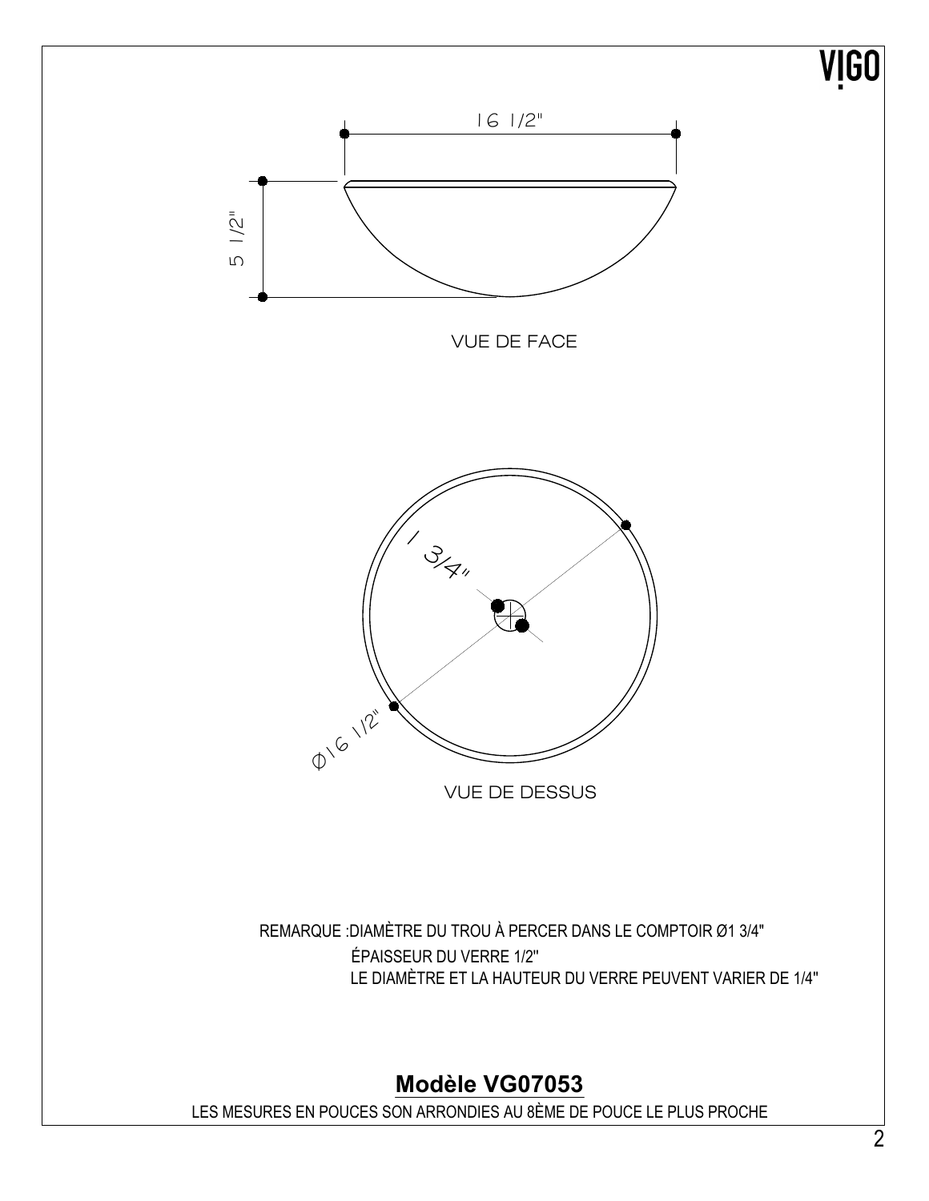VIGO

16 1/2"

5 1/2"

VUE DE FACE

1 3/4"

Ø16 1/2"

VUE DE DESSUS

REMARQUE : DIAMÈTRE DU TROU À PERCER DANS LE COMPTOIR Ø1 3/4"
ÉPAISSEUR DU VERRE 1/2"
LE DIAMÈTRE ET LA HAUTEUR DU VERRE PEUVENT VARIER DE 1/4"

## Modèle VG07053

LES MESURES EN POUCES SON ARRONDIES AU 8ÈME DE POUCE LE PLUS PROCHE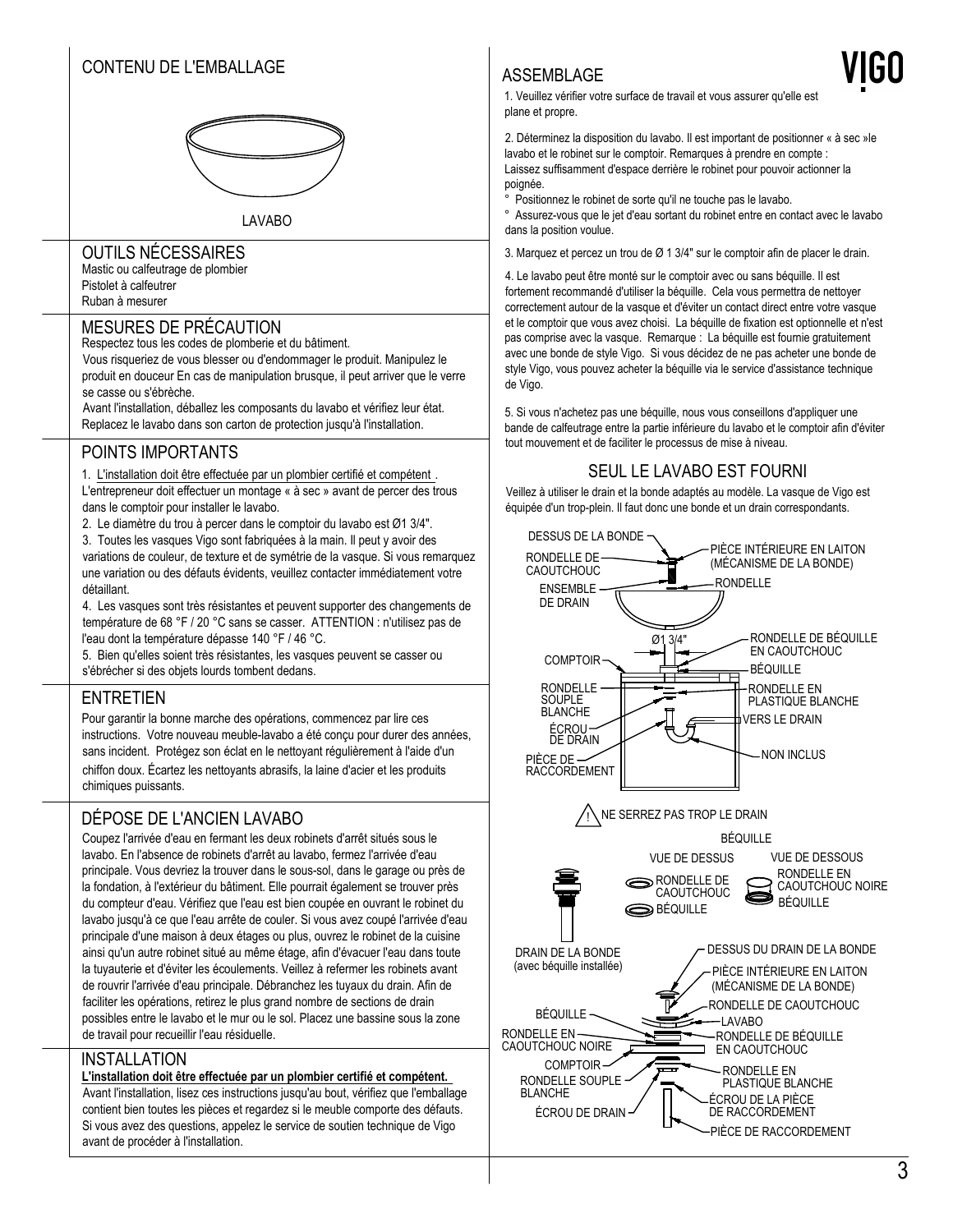## CONTENU DE L'EMBALLAGE

LAVABO

## OUTILS NÉCESSAIRES

Mastic ou calfeutrage de plombier
Pistolet à calfeutrer
Ruban à mesurer

## MESURES DE PRÉCAUTION

Respectez tous les codes de plomberie et du bâtiment.
Vous risqueriez de vous blesser ou d'endommager le produit. Manipulez le produit en douceur En cas de manipulation brusque, il peut arriver que le verre se casse ou s'ébrèche.
Avant l'installation, déballez les composants du lavabo et vérifiez leur état. Replacez le lavabo dans son carton de protection jusqu'à l'installation.

## POINTS IMPORTANTS

1. L'installation doit être effectuée par un plombier certifié et compétent . L'entrepreneur doit effectuer un montage « à sec » avant de percer des trous dans le comptoir pour installer le lavabo.
2. Le diamètre du trou à percer dans le comptoir du lavabo est Ø1 3/4".
3. Toutes les vasques Vigo sont fabriquées à la main. Il peut y avoir des variations de couleur, de texture et de symétrie de la vasque. Si vous remarquez une variation ou des défauts évidents, veuillez contacter immédiatement votre détaillant.
4. Les vasques sont très résistantes et peuvent supporter des changements de température de 68 °F / 20 °C sans se casser. ATTENTION : n'utilisez pas de l'eau dont la température dépasse 140 °F / 46 °C.
5. Bien qu'elles soient très résistantes, les vasques peuvent se casser ou s'ébrécher si des objets lourds tombent dedans.

## ENTRETIEN

Pour garantir la bonne marche des opérations, commencez par lire ces instructions. Votre nouveau meuble-lavabo a été conçu pour durer des années, sans incident. Protégez son éclat en le nettoyant régulièrement à l'aide d'un chiffon doux. Écartez les nettoyants abrasifs, la laine d'acier et les produits chimiques puissants.

## DÉPOSE DE L'ANCIEN LAVABO

Coupez l'arrivée d'eau en fermant les deux robinets d'arrêt situés sous le lavabo. En l'absence de robinets d'arrêt au lavabo, fermez l'arrivée d'eau principale. Vous devriez la trouver dans le sous-sol, dans le garage ou près de la fondation, à l'extérieur du bâtiment. Elle pourrait également se trouver près du comptoir d'eau. Vérifiez que l'eau est bien coupée en ouvrant le robinet du lavabo jusqu'à ce que l'eau arrête de couler. Si vous avez coupé l'arrivée d'eau principale d'une maison à deux étages ou plus, ouvrez le robinet de la cuisine ainsi qu'un autre robinet situé au même étage, afin d'évacuer l'eau dans toute la tuyauterie et d'éviter les écoulements. Veillez à refermer les robinets avant de rouvrir l'arrivée d'eau principale. Débranchez les tuyaux du drain. Afin de faciliter les opérations, retirez le plus grand nombre de sections de drain possibles entre le lavabo et le mur ou le sol. Placez une bassine sous la zone de travail pour recueillir l'eau résiduelle.

## INSTALLATION

**L'installation doit être effectuée par un plombier certifié et compétent.**
Avant l'installation, lisez ces instructions jusqu'au bout, vérifiez que l'emballage contient bien toutes les pièces et regardez si le meuble comporte des défauts. Si vous avez des questions, appelez le service de soutien technique de Vigo avant de procéder à l'installation.

## ASSEMBLAGE

1. Veuillez vérifier votre surface de travail et vous assurer qu'elle est plane et propre.

2. Déterminez la disposition du lavabo. Il est important de positionner « à sec »le lavabo et le robinet sur le comptoir. Remarques à prendre en compte :
Laissez suffisamment d'espace derrière le robinet pour pouvoir actionner la poignée.
° Positionnez le robinet de sorte qu'il ne touche pas le lavabo.
° Assurez-vous que le jet d'eau sortant du robinet entre en contact avec le lavabo dans la position voulue.

3. Marquez et percez un trou de Ø 1 3/4" sur le comptoir afin de placer le drain.

4. Le lavabo peut être monté sur le comptoir avec ou sans béquille. Il est fortement recommandé d'utiliser la béquille. Cela vous permettra de nettoyer correctement autour de la vasque et d'éviter un contact direct entre votre vasque et le comptoir que vous avez choisi. La béquille de fixation est optionnelle et n'est pas comprise avec la vasque. Remarque : La béquille est fournie gratuitement avec une bonde de style Vigo. Si vous décidez de ne pas acheter une bonde de style Vigo, vous pouvez acheter la béquille via le service d'assistance technique de Vigo.

5. Si vous n'achetez pas une béquille, nous vous conseillons d'appliquer une bande de calfeutrage entre la partie inférieure du lavabo et le comptoir afin d'éviter tout mouvement et de faciliter le processus de mise à niveau.

### SEUL LE LAVABO EST FOURNI

Veillez à utiliser le drain et la bonde adaptés au modèle. La vasque de Vigo est équipée d'un trop-plein. Il faut donc une bonde et un drain correspondants.

DESSUS DE LA BONDE
RONDELLE DE CAOUTCHOUC
ENSEMBLE DE DRAIN
PIÈCE INTÉRIEURE EN LAITON (MÉCANISME DE LA BONDE)
RONDELLE
Ø1 3/4"
COMPTOIR
RONDELLE DE BÉQUILLE EN CAOUTCHOUC
BÉQUILLE
RONDELLE SOUPLE BLANCHE
RONDELLE EN PLASTIQUE BLANCHE
ÉCROU DE DRAIN
VERS LE DRAIN
PIÈCE DE RACCORDEMENT
NON INCLUS

⚠ NE SERREZ PAS TROP LE DRAIN

BÉQUILLE
VUE DE DESSUS: RONDELLE DE CAOUTCHOUC, BÉQUILLE
VUE DE DESSOUS: RONDELLE EN CAOUTCHOUC NOIRE, BÉQUILLE

DRAIN DE LA BONDE (avec béquille installée)

DESSUS DU DRAIN DE LA BONDE
PIÈCE INTÉRIEURE EN LAITON (MÉCANISME DE LA BONDE)
RONDELLE DE CAOUTCHOUC
BÉQUILLE
LAVABO
RONDELLE EN CAOUTCHOUC NOIRE
RONDELLE DE BÉQUILLE EN CAOUTCHOUC
COMPTOIR
RONDELLE EN PLASTIQUE BLANCHE
RONDELLE SOUPLE BLANCHE
ÉCROU DE LA PIÈCE DE RACCORDEMENT
ÉCROU DE DRAIN
PIÈCE DE RACCORDEMENT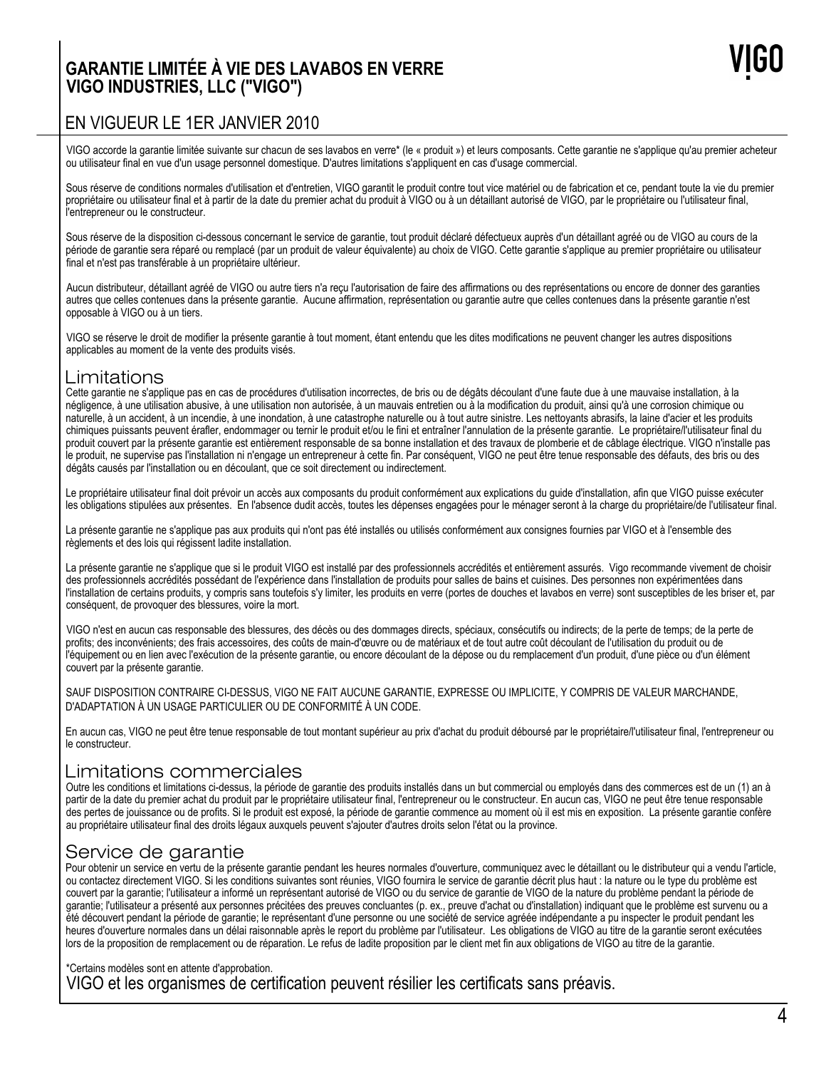# GARANTIE LIMITÉE À VIE DES LAVABOS EN VERRE
# VIGO INDUSTRIES, LLC ("VIGO")

VIGO

## EN VIGUEUR LE 1ER JANVIER 2010

VIGO accorde la garantie limitée suivante sur chacun de ses lavabos en verre* (le « produit ») et leurs composants. Cette garantie ne s'applique qu'au premier acheteur ou utilisateur final en vue d'un usage personnel domestique. D'autres limitations s'appliquent en cas d'usage commercial.

Sous réserve de conditions normales d'utilisation et d'entretien, VIGO garantit le produit contre tout vice matériel ou de fabrication et ce, pendant toute la vie du premier propriétaire ou utilisateur final et à partir de la date du premier achat du produit à VIGO ou à un détaillant autorisé de VIGO, par le propriétaire ou l'utilisateur final, l'entrepreneur ou le constructeur.

Sous réserve de la disposition ci-dessous concernant le service de garantie, tout produit déclaré défectueux auprès d'un détaillant agréé ou de VIGO au cours de la période de garantie sera réparé ou remplacé (par un produit de valeur équivalente) au choix de VIGO. Cette garantie s'applique au premier propriétaire ou utilisateur final et n'est pas transférable à un propriétaire ultérieur.

Aucun distributeur, détaillant agréé de VIGO ou autre tiers n'a reçu l'autorisation de faire des affirmations ou des représentations ou encore de donner des garanties autres que celles contenues dans la présente garantie. Aucune affirmation, représentation ou garantie autre que celles contenues dans la présente garantie n'est opposable à VIGO ou à un tiers.

VIGO se réserve le droit de modifier la présente garantie à tout moment, étant entendu que les dites modifications ne peuvent changer les autres dispositions applicables au moment de la vente des produits visés.

## Limitations

Cette garantie ne s'applique pas en cas de procédures d'utilisation incorrectes, de bris ou de dégâts découlant d'une faute due à une mauvaise installation, à la négligence, à une utilisation abusive, à une utilisation non autorisée, à un mauvais entretien ou à la modification du produit, ainsi qu'à une corrosion chimique ou naturelle, à un accident, à un incendie, à une inondation, à une catastrophe naturelle ou à tout autre sinistre. Les nettoyants abrasifs, la laine d'acier et les produits chimiques puissants peuvent érafler, endommager ou ternir le produit et/ou le fini et entraîner l'annulation de la présente garantie. Le propriétaire/l'utilisateur final du produit couvert par la présente garantie est entièrement responsable de sa bonne installation et des travaux de plomberie et de câblage électrique. VIGO n'installe pas le produit, ne supervise pas l'installation ni n'engage un entrepreneur à cette fin. Par conséquent, VIGO ne peut être tenue responsable des défauts, des bris ou des dégâts causés par l'installation ou en découlant, que ce soit directement ou indirectement.

Le propriétaire utilisateur final doit prévoir un accès aux composants du produit conformément aux explications du guide d'installation, afin que VIGO puisse exécuter les obligations stipulées aux présentes. En l'absence dudit accès, toutes les dépenses engagées pour le ménager seront à la charge du propriétaire/de l'utilisateur final.

La présente garantie ne s'applique pas aux produits qui n'ont pas été installés ou utilisés conformément aux consignes fournies par VIGO et à l'ensemble des règlements et des lois qui régissent ladite installation.

La présente garantie ne s'applique que si le produit VIGO est installé par des professionnels accrédités et entièrement assurés. Vigo recommande vivement de choisir des professionnels accrédités possédant de l'expérience dans l'installation de produits pour salles de bains et cuisines. Des personnes non expérimentées dans l'installation de certains produits, y compris sans toutefois s'y limiter, les produits en verre (portes de douches et lavabos en verre) sont susceptibles de les briser et, par conséquent, de provoquer des blessures, voire la mort.

VIGO n'est en aucun cas responsable des blessures, des décès ou des dommages directs, spéciaux, consécutifs ou indirects; de la perte de temps; de la perte de profits; des inconvénients; des frais accessoires, des coûts de main-d'œuvre ou de matériaux et de tout autre coût découlant de l'utilisation du produit ou de l'équipement ou en lien avec l'exécution de la présente garantie, ou encore découlant de la dépose ou du remplacement d'un produit, d'une pièce ou d'un élément couvert par la présente garantie.

SAUF DISPOSITION CONTRAIRE CI-DESSUS, VIGO NE FAIT AUCUNE GARANTIE, EXPRESSE OU IMPLICITE, Y COMPRIS DE VALEUR MARCHANDE, D'ADAPTATION À UN USAGE PARTICULIER OU DE CONFORMITÉ À UN CODE.

En aucun cas, VIGO ne peut être tenue responsable de tout montant supérieur au prix d'achat du produit déboursé par le propriétaire/l'utilisateur final, l'entrepreneur ou le constructeur.

## Limitations commerciales

Outre les conditions et limitations ci-dessus, la période de garantie des produits installés dans un but commercial ou employés dans des commerces est de un (1) an à partir de la date du premier achat du produit par le propriétaire utilisateur final, l'entrepreneur ou le constructeur. En aucun cas, VIGO ne peut être tenue responsable des pertes de jouissance ou de profits. Si le produit est exposé, la période de garantie commence au moment où il est mis en exposition. La présente garantie confère au propriétaire utilisateur final des droits légaux auxquels peuvent s'ajouter d'autres droits selon l'état ou la province.

## Service de garantie

Pour obtenir un service en vertu de la présente garantie pendant les heures normales d'ouverture, communiquez avec le détaillant ou le distributeur qui a vendu l'article, ou contactez directement VIGO. Si les conditions suivantes sont réunies, VIGO fournira le service de garantie décrit plus haut : la nature ou le type du problème est couvert par la garantie; l'utilisateur a informé un représentant autorisé de VIGO ou du service de garantie de VIGO de la nature du problème pendant la période de garantie; l'utilisateur a présenté aux personnes précitées des preuves concluantes (p. ex., preuve d'achat ou d'installation) indiquant que le problème est survenu ou a été découvert pendant la période de garantie; le représentant d'une personne ou une société de service agréée indépendante a pu inspecter le produit pendant les heures d'ouverture normales dans un délai raisonnable après le report du problème par l'utilisateur. Les obligations de VIGO au titre de la garantie seront exécutées lors de la proposition de remplacement ou de réparation. Le refus de ladite proposition par le client met fin aux obligations de VIGO au titre de la garantie.

*Certains modèles sont en attente d'approbation.

VIGO et les organismes de certification peuvent résilier les certificats sans préavis.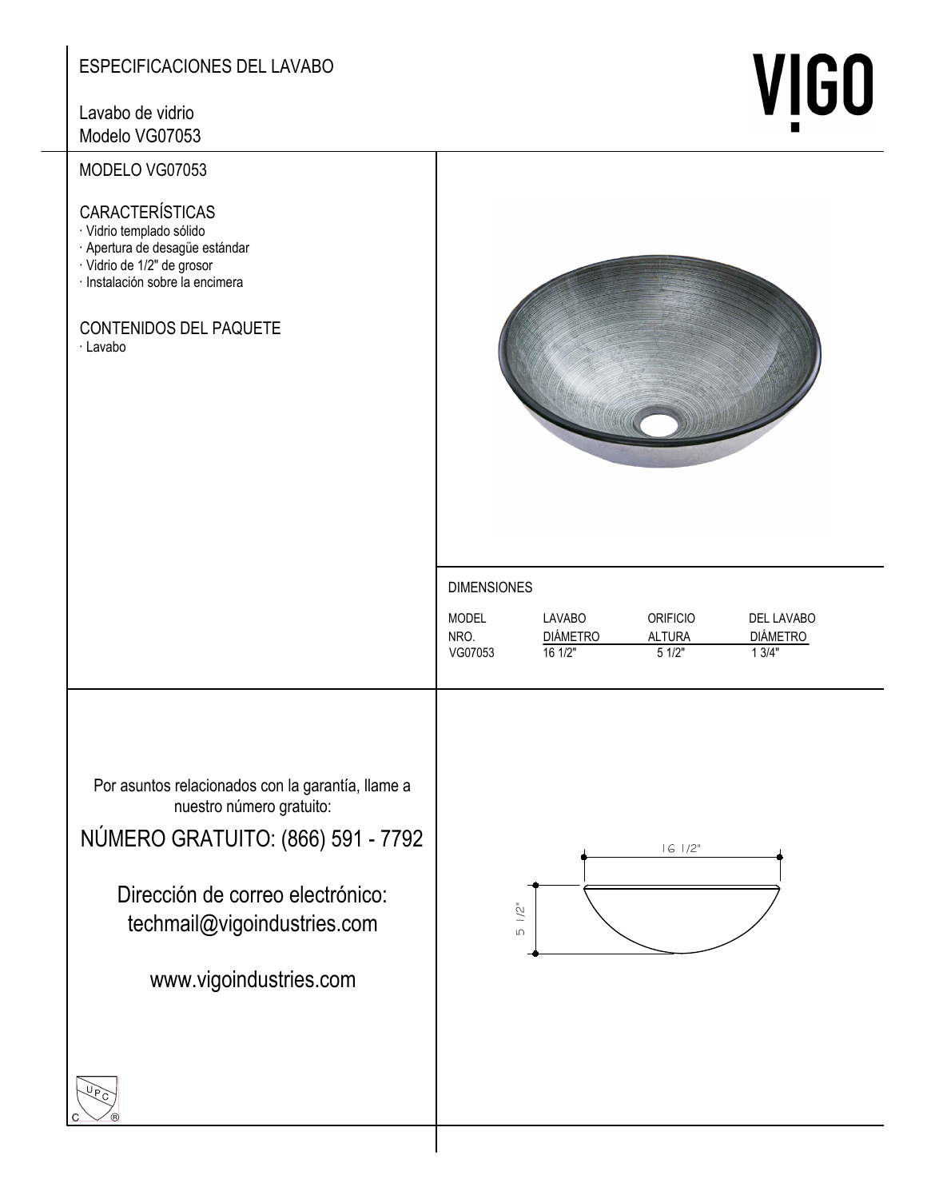# ESPECIFICACIONES DEL LAVABO

Lavabo de vidrio
Modelo VG07053

VIGO

## MODELO VG07053

### CARACTERÍSTICAS

- Vidrio templado sólido
- Apertura de desagüe estándar
- Vidrio de 1/2" de grosor
- Instalación sobre la encimera

### CONTENIDOS DEL PAQUETE

- Lavabo

### DIMENSIONES

| MODEL NRO. | LAVABO DIÁMETRO | ORIFICIO ALTURA | DEL LAVABO DIÁMETRO |
|---|---|---|---|
| VG07053 | 16 1/2" | 5 1/2" | 1 3/4" |

16 1/2"

5 1/2"

Por asuntos relacionados con la garantía, llame a nuestro número gratuito:

NÚMERO GRATUITO: (866) 591 - 7792

Dirección de correo electrónico:
techmail@vigoindustries.com

www.vigoindustries.com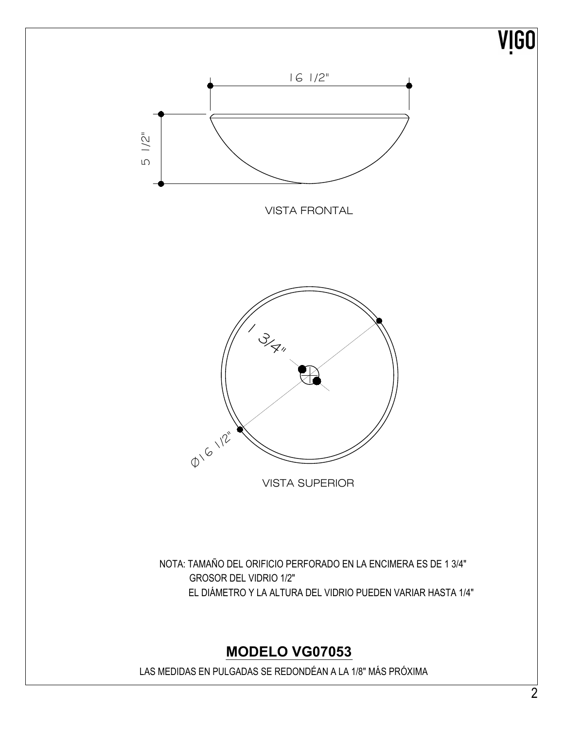16 1/2"

5 1/2"

VISTA FRONTAL

1 3/4"

Ø16 1/2"

VISTA SUPERIOR

NOTA: TAMAÑO DEL ORIFICIO PERFORADO EN LA ENCIMERA ES DE 1 3/4"
GROSOR DEL VIDRIO 1/2"
EL DIÁMETRO Y LA ALTURA DEL VIDRIO PUEDEN VARIAR HASTA 1/4"

## MODELO VG07053

LAS MEDIDAS EN PULGADAS SE REDONDÉAN A LA 1/8" MÁS PRÓXIMA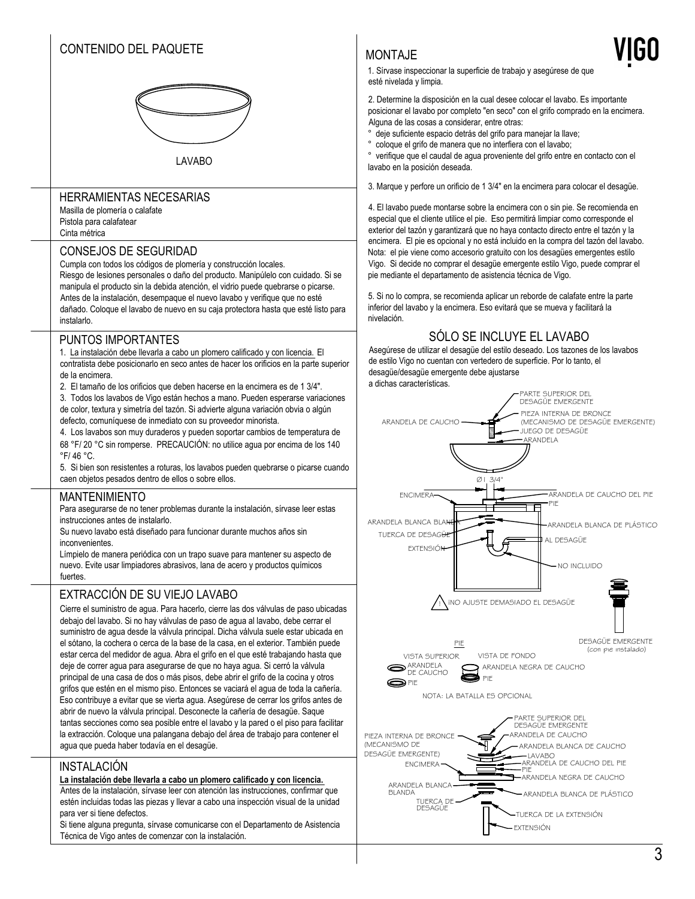## CONTENIDO DEL PAQUETE

LAVABO

## HERRAMIENTAS NECESARIAS

Masilla de plomería o calafate
Pistola para calafatear
Cinta métrica

## CONSEJOS DE SEGURIDAD

Cumpla con todos los códigos de plomería y construcción locales.
Riesgo de lesiones personales o daño del producto. Manipúlelo con cuidado. Si se manipula el producto sin la debida atención, el vidrio puede quebrarse o picarse.
Antes de la instalación, desempaque el nuevo lavabo y verifique que no esté dañado. Coloque el lavabo de nuevo en su caja protectora hasta que esté listo para instalarlo.

## PUNTOS IMPORTANTES

1. La instalación debe llevarla a cabo un plomero calificado y con licencia. El contratista debe posicionarlo en seco antes de hacer los orificios en la parte superior de la encimera.
2. El tamaño de los orificios que deben hacerse en la encimera es de 1 3/4".
3. Todos los lavabos de Vigo están hechos a mano. Pueden esperarse variaciones de color, textura y simetría del tazón. Si advierte alguna variación obvia o algún defecto, comuníquese de inmediato con su proveedor minorista.
4. Los lavabos son muy duraderos y pueden soportar cambios de temperatura de 68 °F/ 20 °C sin romperse. PRECAUCIÓN: no utilice agua por encima de los 140 °F/ 46 °C.
5. Si bien son resistentes a roturas, los lavabos pueden quebrarse o picarse cuando caen objetos pesados dentro de ellos o sobre ellos.

## MANTENIMIENTO

Para asegurarse de no tener problemas durante la instalación, sírvase leer estas instrucciones antes de instalarlo.
Su nuevo lavabo está diseñado para funcionar durante muchos años sin inconvenientes.
Límpielo de manera periódica con un trapo suave para mantener su aspecto de nuevo. Evite usar limpiadores abrasivos, lana de acero y productos químicos fuertes.

## EXTRACCIÓN DE SU VIEJO LAVABO

Cierre el suministro de agua. Para hacerlo, cierre las dos válvulas de paso ubicadas debajo del lavabo. Si no hay válvulas de paso de agua al lavabo, debe cerrar el suministro de agua desde la válvula principal. Dicha válvula suele estar ubicada en el sótano, la cochera o cerca de la base de la casa, en el exterior. También puede estar cerca del medidor de agua. Abra el grifo en el que esté trabajando hasta que deje de correr agua para asegurarse de que no haya agua. Si cerró la válvula principal de una casa de dos o más pisos, debe abrir el grifo de la cocina y otros grifos que estén en el mismo piso. Entonces se vaciará el agua de toda la cañería. Eso contribuye a evitar que se vierta agua. Asegúrese de cerrar los grifos antes de abrir de nuevo la válvula principal. Desconecte la cañería de desagüe. Saque tantas secciones como sea posible entre el lavabo y la pared o el piso para facilitar la extracción. Coloque una palangana debajo del área de trabajo para contener el agua que pueda haber todavía en el desagüe.

## INSTALACIÓN

**La instalación debe llevarla a cabo un plomero calificado y con licencia.**
Antes de la instalación, sírvase leer con atención las instrucciones, confirmar que estén incluidas todas las piezas y llevar a cabo una inspección visual de la unidad para ver si tiene defectos.
Si tiene alguna pregunta, sírvase comunicarse con el Departamento de Asistencia Técnica de Vigo antes de comenzar con la instalación.

## MONTAJE

1. Sírvase inspeccionar la superficie de trabajo y asegúrese de que esté nivelada y limpia.

2. Determine la disposición en la cual desee colocar el lavabo. Es importante posicionar el lavabo por completo "en seco" con el grifo comprado en la encimera. Alguna de las cosas a considerar, entre otras:
° deje suficiente espacio detrás del grifo para manejar la llave;
° coloque el grifo de manera que no interfiera con el lavabo;
° verifique que el caudal de agua proveniente del grifo entre en contacto con el lavabo en la posición deseada.

3. Marque y perfore un orificio de 1 3/4" en la encimera para colocar el desagüe.

4. El lavabo puede montarse sobre la encimera con o sin pie. Se recomienda en especial que el cliente utilice el pie. Eso permitirá limpiar como corresponde el exterior del tazón y garantizará que no haya contacto directo entre el tazón y la encimera. El pie es opcional y no está incluido en la compra del tazón del lavabo. Nota: el pie viene como accesorio gratuito con los desagües emergentes estilo Vigo. Si decide no comprar el desagüe emergente estilo Vigo, puede comprar el pie mediante el departamento de asistencia técnica de Vigo.

5. Si no lo compra, se recomienda aplicar un reborde de calafate entre la parte inferior del lavabo y la encimera. Eso evitará que se mueva y facilitará la nivelación.

## SÓLO SE INCLUYE EL LAVABO

Asegúrese de utilizar el desagüe del estilo deseado. Los tazones de los lavabos de estilo Vigo no cuentan con vertedero de superficie. Por lo tanto, el desagüe/desagüe emergente debe ajustarse a dichas características.

PARTE SUPERIOR DEL DESAGÜE EMERGENTE
ARANDELA DE CAUCHO
PIEZA INTERNA DE BRONCE (MECANISMO DE DESAGÜE EMERGENTE)
JUEGO DE DESAGÜE
ARANDELA
Ø1 3/4"
ENCIMERA
ARANDELA DE CAUCHO DEL PIE
PIE
ARANDELA BLANCA BLANDA
ARANDELA BLANCA DE PLÁSTICO
TUERCA DE DESAGÜE
AL DESAGÜE
EXTENSIÓN
NO INCLUIDO

¡NO AJUSTE DEMASIADO EL DESAGÜE

DESAGÜE EMERGENTE (con pie instalado)

PIE
VISTA SUPERIOR — ARANDELA DE CAUCHO, PIE
VISTA DE FONDO — ARANDELA NEGRA DE CAUCHO, PIE

NOTA: LA BATALLA ES OPCIONAL

PARTE SUPERIOR DEL DESAGÜE EMERGENTE
PIEZA INTERNA DE BRONCE (MECANISMO DE DESAGÜE EMERGENTE)
ARANDELA DE CAUCHO
ARANDELA BLANCA DE CAUCHO
LAVABO
ENCIMERA
ARANDELA DE CAUCHO DEL PIE
PIE
ARANDELA NEGRA DE CAUCHO
ARANDELA BLANCA BLANDA
ARANDELA BLANCA DE PLÁSTICO
TUERCA DE DESAGÜE
TUERCA DE LA EXTENSIÓN
EXTENSIÓN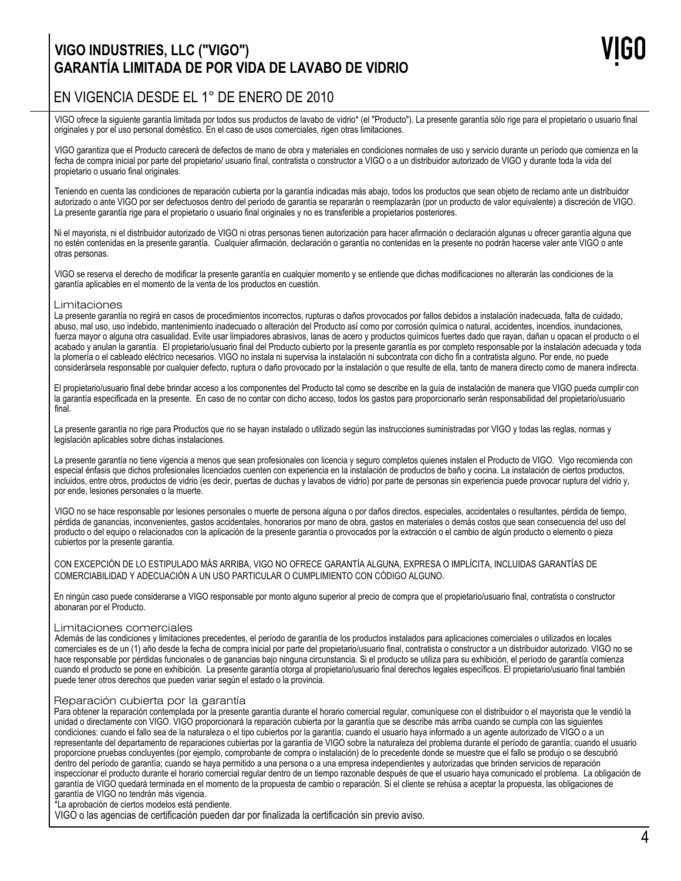# VIGO INDUSTRIES, LLC ("VIGO")
# GARANTÍA LIMITADA DE POR VIDA DE LAVABO DE VIDRIO

VIGO

## EN VIGENCIA DESDE EL 1° DE ENERO DE 2010

VIGO ofrece la siguiente garantía limitada por todos sus productos de lavabo de vidrio* (el "Producto"). La presente garantía sólo rige para el propietario o usuario final originales y por el uso personal doméstico. En el caso de usos comerciales, rigen otras limitaciones.

VIGO garantiza que el Producto carecerá de defectos de mano de obra y materiales en condiciones normales de uso y servicio durante un período que comienza en la fecha de compra inicial por parte del propietario/ usuario final, contratista o constructor a VIGO o a un distribuidor autorizado de VIGO y durante toda la vida del propietario o usuario final originales.

Teniendo en cuenta las condiciones de reparación cubierta por la garantía indicadas más abajo, todos los productos que sean objeto de reclamo ante un distribuidor autorizado o ante VIGO por ser defectuosos dentro del período de garantía se repararán o reemplazarán (por un producto de valor equivalente) a discreción de VIGO. La presente garantía rige para el propietario o usuario final originales y no es transferible a propietarios posteriores.

Ni el mayorista, ni el distribuidor autorizado de VIGO ni otras personas tienen autorización para hacer afirmación o declaración algunas u ofrecer garantía alguna que no estén contenidas en la presente garantía. Cualquier afirmación, declaración o garantía no contenidas en la presente no podrán hacerse valer ante VIGO o ante otras personas.

VIGO se reserva el derecho de modificar la presente garantía en cualquier momento y se entiende que dichas modificaciones no alterarán las condiciones de la garantía aplicables en el momento de la venta de los productos en cuestión.

### Limitaciones

La presente garantía no regirá en casos de procedimientos incorrectos, rupturas o daños provocados por fallos debidos a instalación inadecuada, falta de cuidado, abuso, mal uso, uso indebido, mantenimiento inadecuado o alteración del Producto así como por corrosión química o natural, accidentes, incendios, inundaciones, fuerza mayor o alguna otra casualidad. Evite usar limpiadores abrasivos, lanas de acero y productos químicos fuertes dado que rayan, dañan u opacan el producto o el acabado y anulan la garantía. El propietario/usuario final del Producto cubierto por la presente garantía es por completo responsable por la instalación adecuada y toda la plomería o el cableado eléctrico necesarios. VIGO no instala ni supervisa la instalación ni subcontrata con dicho fin a contratista alguno. Por ende, no puede considerársela responsable por cualquier defecto, ruptura o daño provocado por la instalación o que resulte de ella, tanto de manera directo como de manera indirecta.

El propietario/usuario final debe brindar acceso a los componentes del Producto tal como se describe en la guía de instalación de manera que VIGO pueda cumplir con la garantía especificada en la presente. En caso de no contar con dicho acceso, todos los gastos para proporcionarlo serán responsabilidad del propietario/usuario final.

La presente garantía no rige para Productos que no se hayan instalado o utilizado según las instrucciones suministradas por VIGO y todas las reglas, normas y legislación aplicables sobre dichas instalaciones.

La presente garantía no tiene vigencia a menos que sean profesionales con licencia y seguro completos quienes instalen el Producto de VIGO. Vigo recomienda con especial énfasis que dichos profesionales licenciados cuenten con experiencia en la instalación de productos de baño y cocina. La instalación de ciertos productos, incluidos, entre otros, productos de vidrio (es decir, puertas de duchas y lavabos de vidrio) por parte de personas sin experiencia puede provocar ruptura del vidrio y, por ende, lesiones personales o la muerte.

VIGO no se hace responsable por lesiones personales o muerte de persona alguna o por daños directos, especiales, accidentales o resultantes, pérdida de tiempo, pérdida de ganancias, inconvenientes, gastos accidentales, honorarios por mano de obra, gastos en materiales o demás costos que sean consecuencia del uso del producto o del equipo o relacionados con la aplicación de la presente garantía o provocados por la extracción o el cambio de algún producto o elemento o pieza cubiertos por la presente garantía.

CON EXCEPCIÓN DE LO ESTIPULADO MÁS ARRIBA, VIGO NO OFRECE GARANTÍA ALGUNA, EXPRESA O IMPLÍCITA, INCLUIDAS GARANTÍAS DE COMERCIABILIDAD Y ADECUACIÓN A UN USO PARTICULAR O CUMPLIMIENTO CON CÓDIGO ALGUNO.

En ningún caso puede considerarse a VIGO responsable por monto alguno superior al precio de compra que el propietario/usuario final, contratista o constructor abonaran por el Producto.

### Limitaciones comerciales

Además de las condiciones y limitaciones precedentes, el período de garantía de los productos instalados para aplicaciones comerciales o utilizados en locales comerciales es de un (1) año desde la fecha de compra inicial por parte del propietario/usuario final, contratista o constructor a un distribuidor autorizado. VIGO no se hace responsable por pérdidas funcionales o de ganancias bajo ninguna circunstancia. Si el producto se utiliza para su exhibición, el período de garantía comienza cuando el producto se pone en exhibición. La presente garantía otorga al propietario/usuario final derechos legales específicos. El propietario/usuario final también puede tener otros derechos que pueden variar según el estado o la provincia.

### Reparación cubierta por la garantía

Para obtener la reparación contemplada por la presente garantía durante el horario comercial regular, comuníquese con el distribuidor o el mayorista que le vendió la unidad o directamente con VIGO. VIGO proporcionará la reparación cubierta por la garantía que se describe más arriba cuando se cumpla con las siguientes condiciones: cuando el fallo sea de la naturaleza o el tipo cubiertos por la garantía; cuando el usuario haya informado a un agente autorizado de VIGO o a un representante del departamento de reparaciones cubiertas por la garantía de VIGO sobre la naturaleza del problema durante el período de garantía; cuando el usuario proporcione pruebas concluyentes (por ejemplo, comprobante de compra o instalación) de lo precedente donde se muestre que el fallo se produjo o se descubrió dentro del período de garantía; cuando se haya permitido a una persona o a una empresa independientes y autorizadas que brinden servicios de reparación inspeccionar el producto durante el horario comercial regular dentro de un tiempo razonable después de que el usuario haya comunicado el problema. La obligación de garantía de VIGO quedará terminada en el momento de la propuesta de cambio o reparación. Si el cliente se rehúsa a aceptar la propuesta, las obligaciones de garantía de VIGO no tendrán más vigencia.

*La aprobación de ciertos modelos está pendiente.

VIGO o las agencias de certificación pueden dar por finalizada la certificación sin previo aviso.